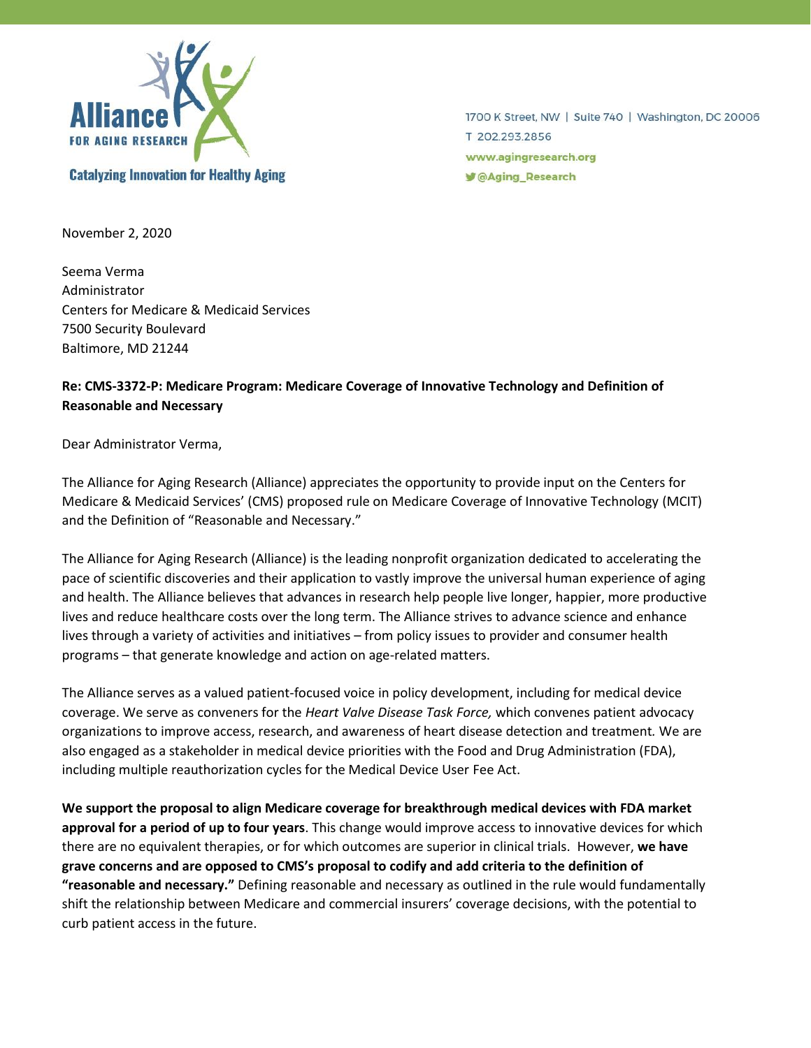Alliance FOR AGING RESEARCH

Catalyzing Innovation for Healthy Aging

1700 K Street, NW | Suite 740 | Washington, DC 20006
T 202.293.2856
www.agingresearch.org
@Aging_Research

November 2, 2020

Seema Verma
Administrator
Centers for Medicare & Medicaid Services
7500 Security Boulevard
Baltimore, MD 21244

**Re: CMS-3372-P: Medicare Program: Medicare Coverage of Innovative Technology and Definition of Reasonable and Necessary**

Dear Administrator Verma,

The Alliance for Aging Research (Alliance) appreciates the opportunity to provide input on the Centers for Medicare & Medicaid Services' (CMS) proposed rule on Medicare Coverage of Innovative Technology (MCIT) and the Definition of "Reasonable and Necessary."

The Alliance for Aging Research (Alliance) is the leading nonprofit organization dedicated to accelerating the pace of scientific discoveries and their application to vastly improve the universal human experience of aging and health. The Alliance believes that advances in research help people live longer, happier, more productive lives and reduce healthcare costs over the long term. The Alliance strives to advance science and enhance lives through a variety of activities and initiatives – from policy issues to provider and consumer health programs – that generate knowledge and action on age-related matters.

The Alliance serves as a valued patient-focused voice in policy development, including for medical device coverage. We serve as conveners for the *Heart Valve Disease Task Force,* which convenes patient advocacy organizations to improve access, research, and awareness of heart disease detection and treatment. We are also engaged as a stakeholder in medical device priorities with the Food and Drug Administration (FDA), including multiple reauthorization cycles for the Medical Device User Fee Act.

**We support the proposal to align Medicare coverage for breakthrough medical devices with FDA market approval for a period of up to four years**. This change would improve access to innovative devices for which there are no equivalent therapies, or for which outcomes are superior in clinical trials. However, **we have grave concerns and are opposed to CMS's proposal to codify and add criteria to the definition of "reasonable and necessary."** Defining reasonable and necessary as outlined in the rule would fundamentally shift the relationship between Medicare and commercial insurers' coverage decisions, with the potential to curb patient access in the future.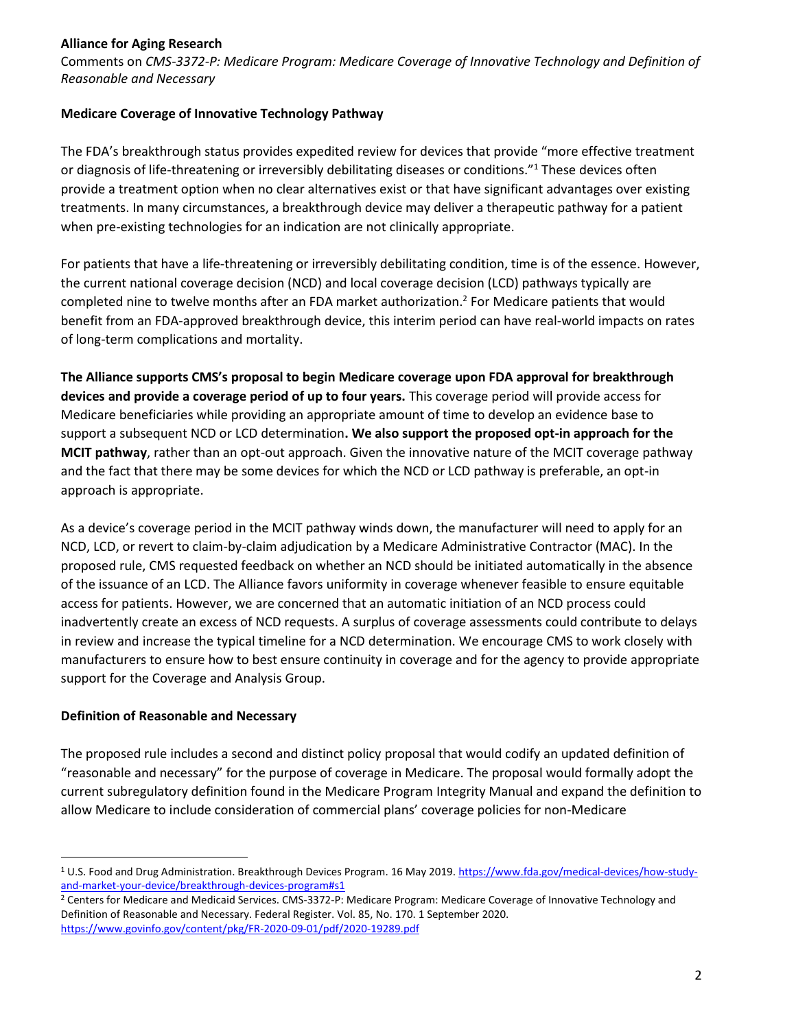**Alliance for Aging Research**
Comments on *CMS-3372-P: Medicare Program: Medicare Coverage of Innovative Technology and Definition of Reasonable and Necessary*

**Medicare Coverage of Innovative Technology Pathway**

The FDA's breakthrough status provides expedited review for devices that provide "more effective treatment or diagnosis of life-threatening or irreversibly debilitating diseases or conditions."[1] These devices often provide a treatment option when no clear alternatives exist or that have significant advantages over existing treatments. In many circumstances, a breakthrough device may deliver a therapeutic pathway for a patient when pre-existing technologies for an indication are not clinically appropriate.

For patients that have a life-threatening or irreversibly debilitating condition, time is of the essence. However, the current national coverage decision (NCD) and local coverage decision (LCD) pathways typically are completed nine to twelve months after an FDA market authorization.[2] For Medicare patients that would benefit from an FDA-approved breakthrough device, this interim period can have real-world impacts on rates of long-term complications and mortality.

**The Alliance supports CMS's proposal to begin Medicare coverage upon FDA approval for breakthrough devices and provide a coverage period of up to four years.** This coverage period will provide access for Medicare beneficiaries while providing an appropriate amount of time to develop an evidence base to support a subsequent NCD or LCD determination**. We also support the proposed opt-in approach for the MCIT pathway**, rather than an opt-out approach. Given the innovative nature of the MCIT coverage pathway and the fact that there may be some devices for which the NCD or LCD pathway is preferable, an opt-in approach is appropriate.

As a device's coverage period in the MCIT pathway winds down, the manufacturer will need to apply for an NCD, LCD, or revert to claim-by-claim adjudication by a Medicare Administrative Contractor (MAC). In the proposed rule, CMS requested feedback on whether an NCD should be initiated automatically in the absence of the issuance of an LCD. The Alliance favors uniformity in coverage whenever feasible to ensure equitable access for patients. However, we are concerned that an automatic initiation of an NCD process could inadvertently create an excess of NCD requests. A surplus of coverage assessments could contribute to delays in review and increase the typical timeline for a NCD determination. We encourage CMS to work closely with manufacturers to ensure how to best ensure continuity in coverage and for the agency to provide appropriate support for the Coverage and Analysis Group.

**Definition of Reasonable and Necessary**

The proposed rule includes a second and distinct policy proposal that would codify an updated definition of "reasonable and necessary" for the purpose of coverage in Medicare. The proposal would formally adopt the current subregulatory definition found in the Medicare Program Integrity Manual and expand the definition to allow Medicare to include consideration of commercial plans' coverage policies for non-Medicare

---

[1] U.S. Food and Drug Administration. Breakthrough Devices Program. 16 May 2019. https://www.fda.gov/medical-devices/how-study-and-market-your-device/breakthrough-devices-program#s1

[2] Centers for Medicare and Medicaid Services. CMS-3372-P: Medicare Program: Medicare Coverage of Innovative Technology and Definition of Reasonable and Necessary. Federal Register. Vol. 85, No. 170. 1 September 2020. https://www.govinfo.gov/content/pkg/FR-2020-09-01/pdf/2020-19289.pdf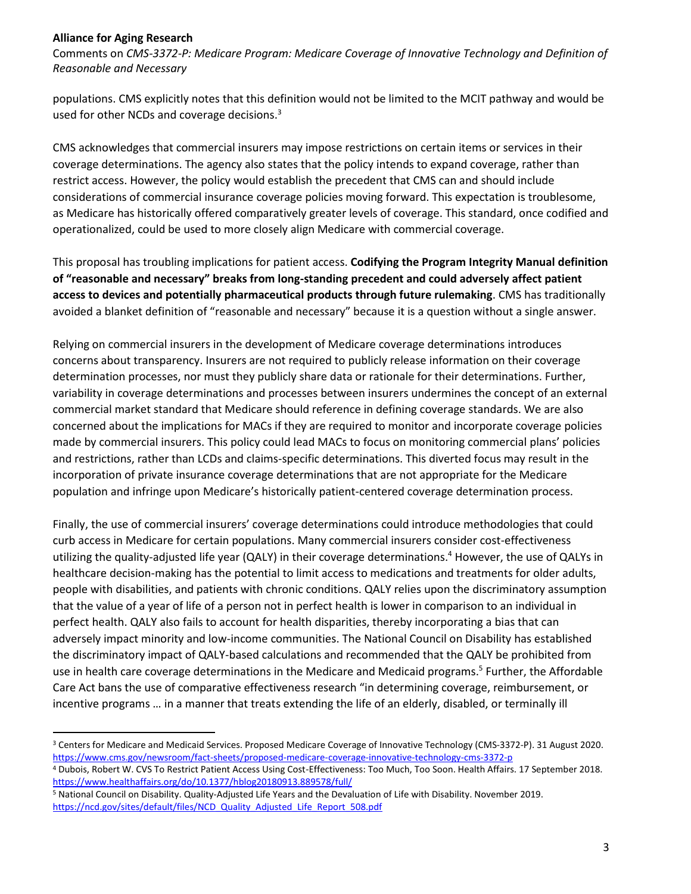populations. CMS explicitly notes that this definition would not be limited to the MCIT pathway and would be used for other NCDs and coverage decisions.[3]

CMS acknowledges that commercial insurers may impose restrictions on certain items or services in their coverage determinations. The agency also states that the policy intends to expand coverage, rather than restrict access. However, the policy would establish the precedent that CMS can and should include considerations of commercial insurance coverage policies moving forward. This expectation is troublesome, as Medicare has historically offered comparatively greater levels of coverage. This standard, once codified and operationalized, could be used to more closely align Medicare with commercial coverage.

This proposal has troubling implications for patient access. **Codifying the Program Integrity Manual definition of "reasonable and necessary" breaks from long-standing precedent and could adversely affect patient access to devices and potentially pharmaceutical products through future rulemaking**. CMS has traditionally avoided a blanket definition of "reasonable and necessary" because it is a question without a single answer.

Relying on commercial insurers in the development of Medicare coverage determinations introduces concerns about transparency. Insurers are not required to publicly release information on their coverage determination processes, nor must they publicly share data or rationale for their determinations. Further, variability in coverage determinations and processes between insurers undermines the concept of an external commercial market standard that Medicare should reference in defining coverage standards. We are also concerned about the implications for MACs if they are required to monitor and incorporate coverage policies made by commercial insurers. This policy could lead MACs to focus on monitoring commercial plans' policies and restrictions, rather than LCDs and claims-specific determinations. This diverted focus may result in the incorporation of private insurance coverage determinations that are not appropriate for the Medicare population and infringe upon Medicare's historically patient-centered coverage determination process.

Finally, the use of commercial insurers' coverage determinations could introduce methodologies that could curb access in Medicare for certain populations. Many commercial insurers consider cost-effectiveness utilizing the quality-adjusted life year (QALY) in their coverage determinations.[4] However, the use of QALYs in healthcare decision-making has the potential to limit access to medications and treatments for older adults, people with disabilities, and patients with chronic conditions. QALY relies upon the discriminatory assumption that the value of a year of life of a person not in perfect health is lower in comparison to an individual in perfect health. QALY also fails to account for health disparities, thereby incorporating a bias that can adversely impact minority and low-income communities. The National Council on Disability has established the discriminatory impact of QALY-based calculations and recommended that the QALY be prohibited from use in health care coverage determinations in the Medicare and Medicaid programs.[5] Further, the Affordable Care Act bans the use of comparative effectiveness research "in determining coverage, reimbursement, or incentive programs … in a manner that treats extending the life of an elderly, disabled, or terminally ill

---

[3] Centers for Medicare and Medicaid Services. Proposed Medicare Coverage of Innovative Technology (CMS-3372-P). 31 August 2020. https://www.cms.gov/newsroom/fact-sheets/proposed-medicare-coverage-innovative-technology-cms-3372-p

[4] Dubois, Robert W. CVS To Restrict Patient Access Using Cost-Effectiveness: Too Much, Too Soon. Health Affairs. 17 September 2018. https://www.healthaffairs.org/do/10.1377/hblog20180913.889578/full/

[5] National Council on Disability. Quality-Adjusted Life Years and the Devaluation of Life with Disability. November 2019. https://ncd.gov/sites/default/files/NCD_Quality_Adjusted_Life_Report_508.pdf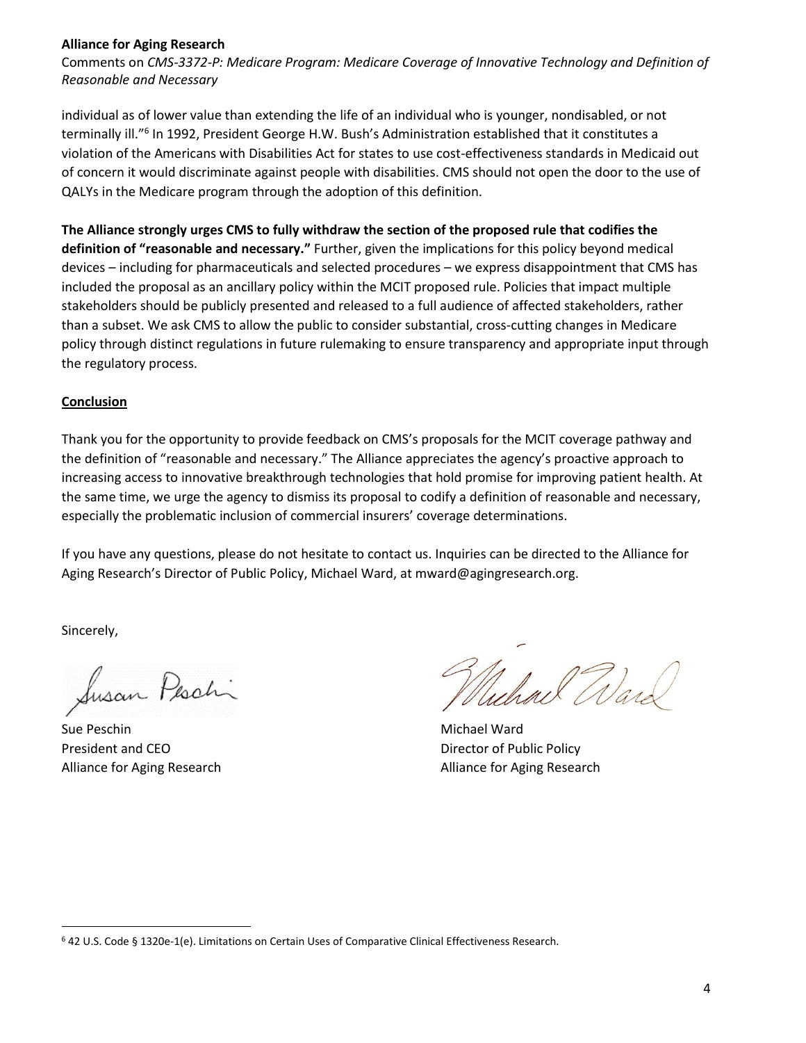individual as of lower value than extending the life of an individual who is younger, nondisabled, or not terminally ill."[6] In 1992, President George H.W. Bush's Administration established that it constitutes a violation of the Americans with Disabilities Act for states to use cost-effectiveness standards in Medicaid out of concern it would discriminate against people with disabilities. CMS should not open the door to the use of QALYs in the Medicare program through the adoption of this definition.

**The Alliance strongly urges CMS to fully withdraw the section of the proposed rule that codifies the definition of "reasonable and necessary."** Further, given the implications for this policy beyond medical devices – including for pharmaceuticals and selected procedures – we express disappointment that CMS has included the proposal as an ancillary policy within the MCIT proposed rule. Policies that impact multiple stakeholders should be publicly presented and released to a full audience of affected stakeholders, rather than a subset. We ask CMS to allow the public to consider substantial, cross-cutting changes in Medicare policy through distinct regulations in future rulemaking to ensure transparency and appropriate input through the regulatory process.

## Conclusion

Thank you for the opportunity to provide feedback on CMS's proposals for the MCIT coverage pathway and the definition of "reasonable and necessary." The Alliance appreciates the agency's proactive approach to increasing access to innovative breakthrough technologies that hold promise for improving patient health. At the same time, we urge the agency to dismiss its proposal to codify a definition of reasonable and necessary, especially the problematic inclusion of commercial insurers' coverage determinations.

If you have any questions, please do not hesitate to contact us. Inquiries can be directed to the Alliance for Aging Research's Director of Public Policy, Michael Ward, at mward@agingresearch.org.

Sincerely,

Sue Peschin
President and CEO
Alliance for Aging Research

Michael Ward
Director of Public Policy
Alliance for Aging Research

---

[6] 42 U.S. Code § 1320e-1(e). Limitations on Certain Uses of Comparative Clinical Effectiveness Research.